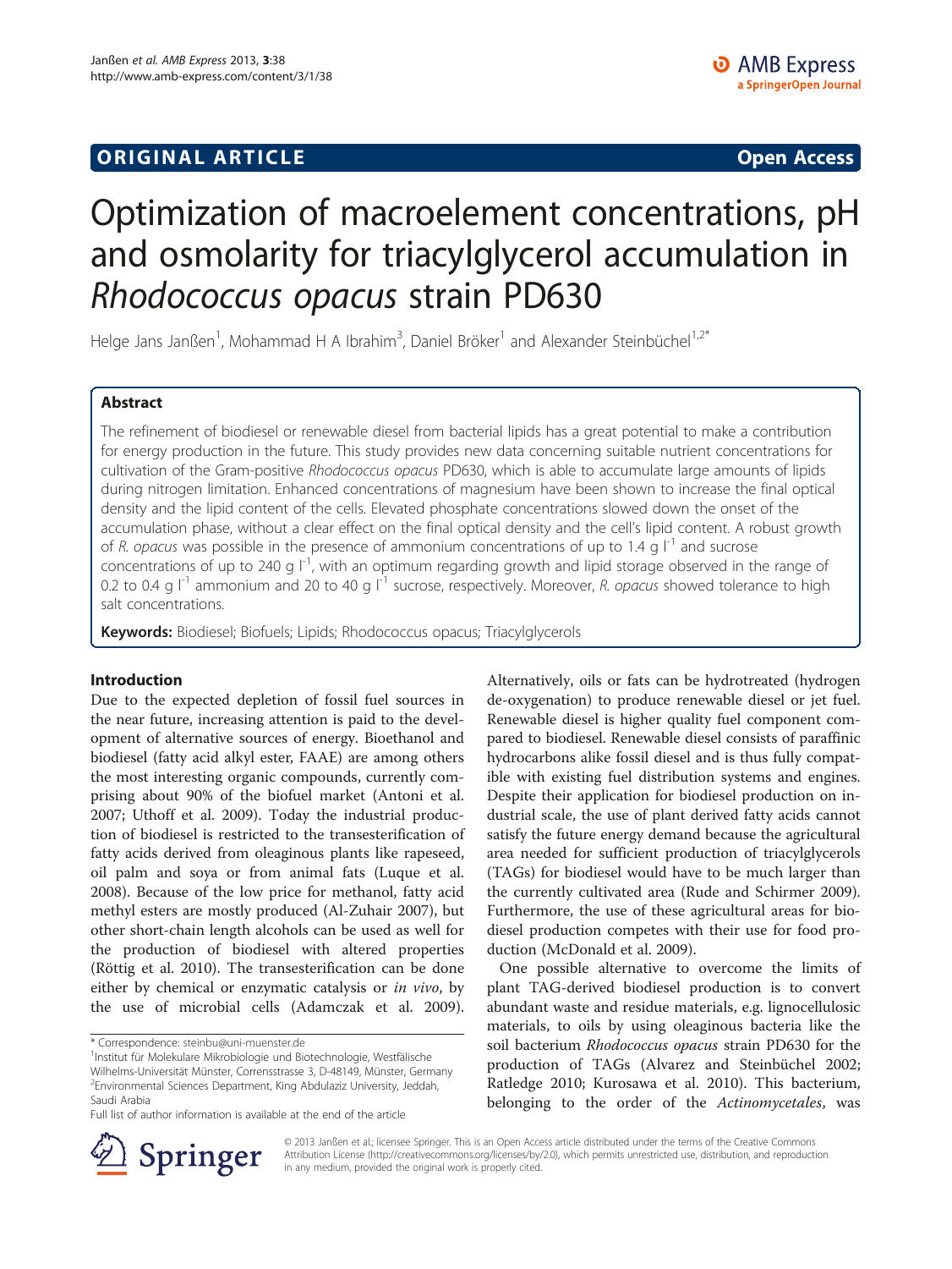**ORIGINAL ARTICLE** **Open Access**

# Optimization of macroelement concentrations, pH and osmolarity for triacylglycerol accumulation in *Rhodococcus opacus* strain PD630

Helge Jans Janßen[1], Mohammad H A Ibrahim[3], Daniel Bröker[1] and Alexander Steinbüchel[1,2*]

## Abstract

The refinement of biodiesel or renewable diesel from bacterial lipids has a great potential to make a contribution for energy production in the future. This study provides new data concerning suitable nutrient concentrations for cultivation of the Gram-positive *Rhodococcus opacus* PD630, which is able to accumulate large amounts of lipids during nitrogen limitation. Enhanced concentrations of magnesium have been shown to increase the final optical density and the lipid content of the cells. Elevated phosphate concentrations slowed down the onset of the accumulation phase, without a clear effect on the final optical density and the cell's lipid content. A robust growth of *R. opacus* was possible in the presence of ammonium concentrations of up to 1.4 g $l^{-1}$ and sucrose concentrations of up to 240 g $l^{-1}$, with an optimum regarding growth and lipid storage observed in the range of 0.2 to 0.4 g $l^{-1}$ ammonium and 20 to 40 g $l^{-1}$ sucrose, respectively. Moreover, *R. opacus* showed tolerance to high salt concentrations.

**Keywords:** Biodiesel; Biofuels; Lipids; Rhodococcus opacus; Triacylglycerols

## Introduction

Due to the expected depletion of fossil fuel sources in the near future, increasing attention is paid to the development of alternative sources of energy. Bioethanol and biodiesel (fatty acid alkyl ester, FAAE) are among others the most interesting organic compounds, currently comprising about 90% of the biofuel market (Antoni et al. 2007; Uthoff et al. 2009). Today the industrial production of biodiesel is restricted to the transesterification of fatty acids derived from oleaginous plants like rapeseed, oil palm and soya or from animal fats (Luque et al. 2008). Because of the low price for methanol, fatty acid methyl esters are mostly produced (Al-Zuhair 2007), but other short-chain length alcohols can be used as well for the production of biodiesel with altered properties (Röttig et al. 2010). The transesterification can be done either by chemical or enzymatic catalysis or *in vivo*, by the use of microbial cells (Adamczak et al. 2009). Alternatively, oils or fats can be hydrotreated (hydrogen de-oxygenation) to produce renewable diesel or jet fuel. Renewable diesel is higher quality fuel component compared to biodiesel. Renewable diesel consists of paraffinic hydrocarbons alike fossil diesel and is thus fully compatible with existing fuel distribution systems and engines. Despite their application for biodiesel production on industrial scale, the use of plant derived fatty acids cannot satisfy the future energy demand because the agricultural area needed for sufficient production of triacylglycerols (TAGs) for biodiesel would have to be much larger than the currently cultivated area (Rude and Schirmer 2009). Furthermore, the use of these agricultural areas for biodiesel production competes with their use for food production (McDonald et al. 2009).

One possible alternative to overcome the limits of plant TAG-derived biodiesel production is to convert abundant waste and residue materials, e.g. lignocellulosic materials, to oils by using oleaginous bacteria like the soil bacterium *Rhodococcus opacus* strain PD630 for the production of TAGs (Alvarez and Steinbüchel 2002; Ratledge 2010; Kurosawa et al. 2010). This bacterium, belonging to the order of the *Actinomycetales*, was

\* Correspondence: steinbu@uni-muenster.de
[1]Institut für Molekulare Mikrobiologie und Biotechnologie, Westfälische Wilhelms-Universität Münster, Corrensstrasse 3, D-48149, Münster, Germany
[2]Environmental Sciences Department, King Abdulaziz University, Jeddah, Saudi Arabia
Full list of author information is available at the end of the article

© 2013 Janßen et al.; licensee Springer. This is an Open Access article distributed under the terms of the Creative Commons Attribution License (http://creativecommons.org/licenses/by/2.0), which permits unrestricted use, distribution, and reproduction in any medium, provided the original work is properly cited.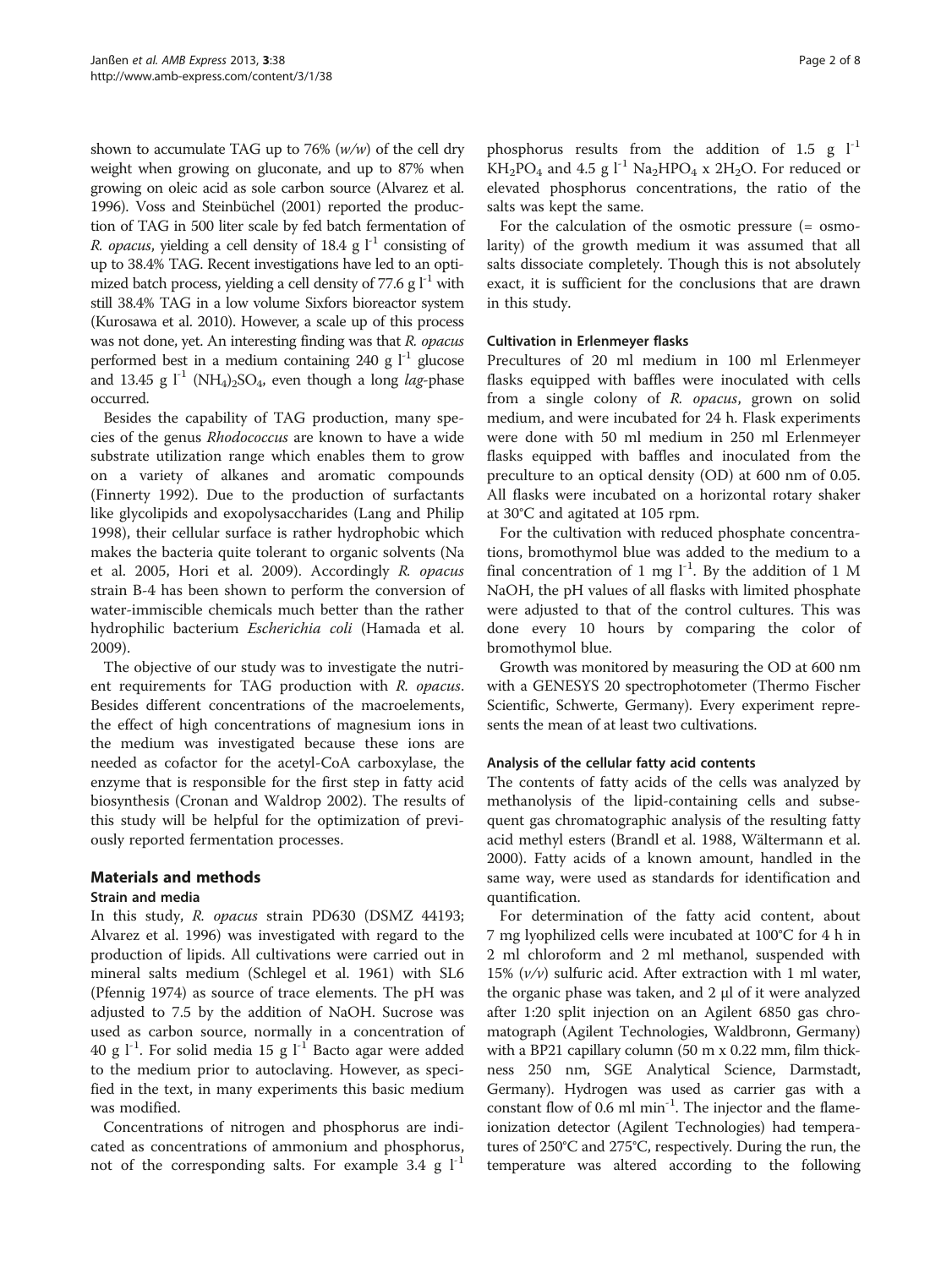shown to accumulate TAG up to 76% (*w/w*) of the cell dry weight when growing on gluconate, and up to 87% when growing on oleic acid as sole carbon source (Alvarez et al. 1996). Voss and Steinbüchel (2001) reported the production of TAG in 500 liter scale by fed batch fermentation of *R. opacus*, yielding a cell density of 18.4 g $l^{-1}$ consisting of up to 38.4% TAG. Recent investigations have led to an optimized batch process, yielding a cell density of 77.6 g $l^{-1}$ with still 38.4% TAG in a low volume Sixfors bioreactor system (Kurosawa et al. 2010). However, a scale up of this process was not done, yet. An interesting finding was that *R. opacus* performed best in a medium containing 240 g $l^{-1}$ glucose and 13.45 g $l^{-1}$ $(NH_4)_2SO_4$, even though a long *lag*-phase occurred.

Besides the capability of TAG production, many species of the genus *Rhodococcus* are known to have a wide substrate utilization range which enables them to grow on a variety of alkanes and aromatic compounds (Finnerty 1992). Due to the production of surfactants like glycolipids and exopolysaccharides (Lang and Philip 1998), their cellular surface is rather hydrophobic which makes the bacteria quite tolerant to organic solvents (Na et al. 2005, Hori et al. 2009). Accordingly *R. opacus* strain B-4 has been shown to perform the conversion of water-immiscible chemicals much better than the rather hydrophilic bacterium *Escherichia coli* (Hamada et al. 2009).

The objective of our study was to investigate the nutrient requirements for TAG production with *R. opacus*. Besides different concentrations of the macroelements, the effect of high concentrations of magnesium ions in the medium was investigated because these ions are needed as cofactor for the acetyl-CoA carboxylase, the enzyme that is responsible for the first step in fatty acid biosynthesis (Cronan and Waldrop 2002). The results of this study will be helpful for the optimization of previously reported fermentation processes.

## Materials and methods

### Strain and media

In this study, *R. opacus* strain PD630 (DSMZ 44193; Alvarez et al. 1996) was investigated with regard to the production of lipids. All cultivations were carried out in mineral salts medium (Schlegel et al. 1961) with SL6 (Pfennig 1974) as source of trace elements. The pH was adjusted to 7.5 by the addition of NaOH. Sucrose was used as carbon source, normally in a concentration of 40 g $l^{-1}$. For solid media 15 g $l^{-1}$ Bacto agar were added to the medium prior to autoclaving. However, as specified in the text, in many experiments this basic medium was modified.

Concentrations of nitrogen and phosphorus are indicated as concentrations of ammonium and phosphorus, not of the corresponding salts. For example 3.4 g $l^{-1}$ phosphorus results from the addition of 1.5 g $l^{-1}$ $KH_2PO_4$ and 4.5 g $l^{-1}$ $Na_2HPO_4 \times 2H_2O$. For reduced or elevated phosphorus concentrations, the ratio of the salts was kept the same.

For the calculation of the osmotic pressure (= osmolarity) of the growth medium it was assumed that all salts dissociate completely. Though this is not absolutely exact, it is sufficient for the conclusions that are drawn in this study.

### Cultivation in Erlenmeyer flasks

Precultures of 20 ml medium in 100 ml Erlenmeyer flasks equipped with baffles were inoculated with cells from a single colony of *R. opacus*, grown on solid medium, and were incubated for 24 h. Flask experiments were done with 50 ml medium in 250 ml Erlenmeyer flasks equipped with baffles and inoculated from the preculture to an optical density (OD) at 600 nm of 0.05. All flasks were incubated on a horizontal rotary shaker at 30°C and agitated at 105 rpm.

For the cultivation with reduced phosphate concentrations, bromothymol blue was added to the medium to a final concentration of 1 mg $l^{-1}$. By the addition of 1 M NaOH, the pH values of all flasks with limited phosphate were adjusted to that of the control cultures. This was done every 10 hours by comparing the color of bromothymol blue.

Growth was monitored by measuring the OD at 600 nm with a GENESYS 20 spectrophotometer (Thermo Fischer Scientific, Schwerte, Germany). Every experiment represents the mean of at least two cultivations.

### Analysis of the cellular fatty acid contents

The contents of fatty acids of the cells was analyzed by methanolysis of the lipid-containing cells and subsequent gas chromatographic analysis of the resulting fatty acid methyl esters (Brandl et al. 1988, Wältermann et al. 2000). Fatty acids of a known amount, handled in the same way, were used as standards for identification and quantification.

For determination of the fatty acid content, about 7 mg lyophilized cells were incubated at 100°C for 4 h in 2 ml chloroform and 2 ml methanol, suspended with 15% (*v/v*) sulfuric acid. After extraction with 1 ml water, the organic phase was taken, and 2 μl of it were analyzed after 1:20 split injection on an Agilent 6850 gas chromatograph (Agilent Technologies, Waldbronn, Germany) with a BP21 capillary column (50 m x 0.22 mm, film thickness 250 nm, SGE Analytical Science, Darmstadt, Germany). Hydrogen was used as carrier gas with a constant flow of 0.6 ml $min^{-1}$. The injector and the flame-ionization detector (Agilent Technologies) had temperatures of 250°C and 275°C, respectively. During the run, the temperature was altered according to the following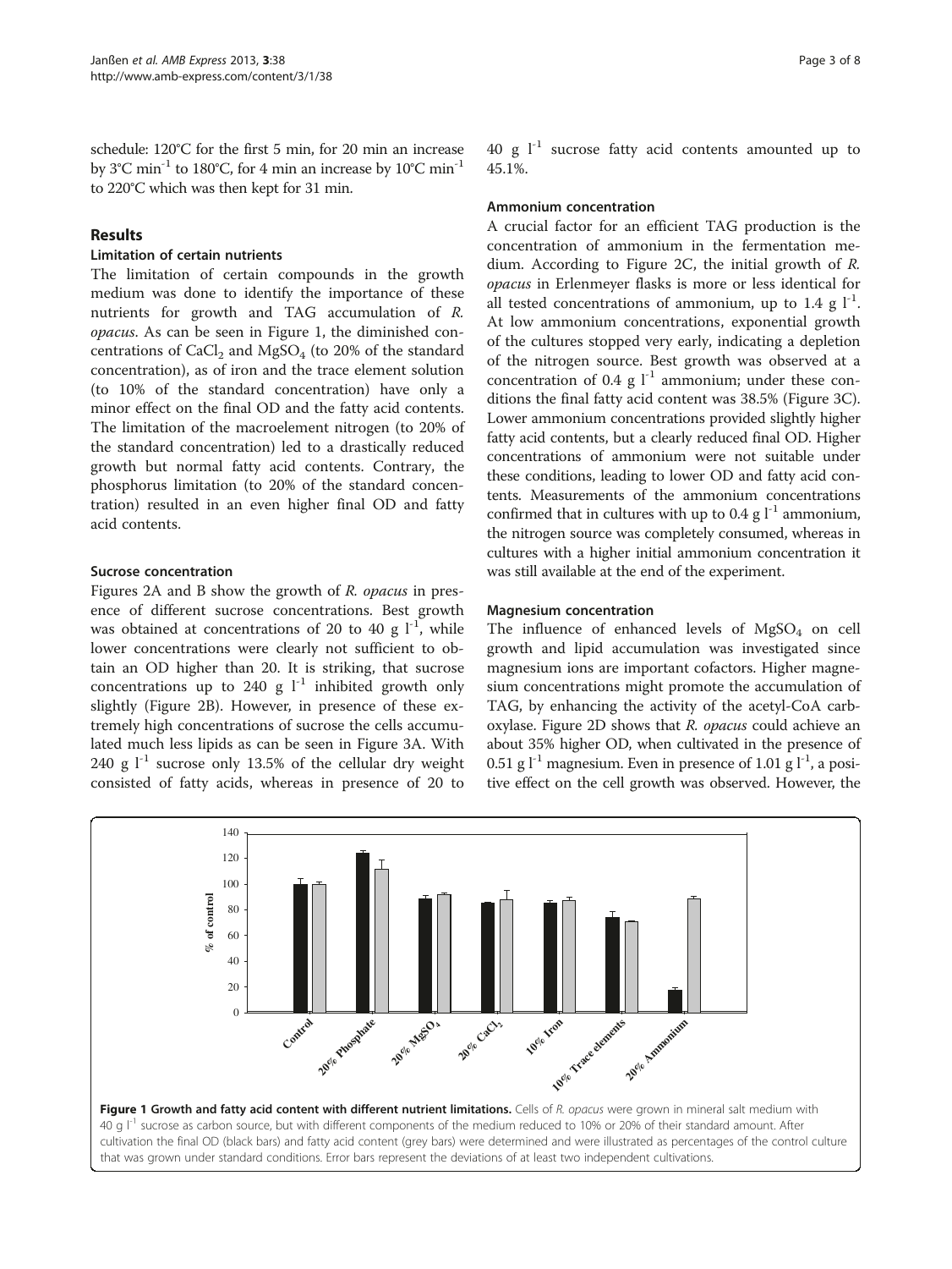schedule: 120°C for the first 5 min, for 20 min an increase by 3°C $min^{-1}$ to 180°C, for 4 min an increase by 10°C $min^{-1}$ to 220°C which was then kept for 31 min.

## Results

### Limitation of certain nutrients

The limitation of certain compounds in the growth medium was done to identify the importance of these nutrients for growth and TAG accumulation of *R. opacus*. As can be seen in Figure 1, the diminished concentrations of $CaCl_2$ and $MgSO_4$ (to 20% of the standard concentration), as of iron and the trace element solution (to 10% of the standard concentration) have only a minor effect on the final OD and the fatty acid contents. The limitation of the macroelement nitrogen (to 20% of the standard concentration) led to a drastically reduced growth but normal fatty acid contents. Contrary, the phosphorus limitation (to 20% of the standard concentration) resulted in an even higher final OD and fatty acid contents.

### Sucrose concentration

Figures 2A and B show the growth of *R. opacus* in presence of different sucrose concentrations. Best growth was obtained at concentrations of 20 to 40 g $l^{-1}$, while lower concentrations were clearly not sufficient to obtain an OD higher than 20. It is striking, that sucrose concentrations up to 240 g $l^{-1}$ inhibited growth only slightly (Figure 2B). However, in presence of these extremely high concentrations of sucrose the cells accumulated much less lipids as can be seen in Figure 3A. With 240 g $l^{-1}$ sucrose only 13.5% of the cellular dry weight consisted of fatty acids, whereas in presence of 20 to 40 g $l^{-1}$ sucrose fatty acid contents amounted up to 45.1%.

### Ammonium concentration

A crucial factor for an efficient TAG production is the concentration of ammonium in the fermentation medium. According to Figure 2C, the initial growth of *R. opacus* in Erlenmeyer flasks is more or less identical for all tested concentrations of ammonium, up to 1.4 g $l^{-1}$. At low ammonium concentrations, exponential growth of the cultures stopped very early, indicating a depletion of the nitrogen source. Best growth was observed at a concentration of 0.4 g $l^{-1}$ ammonium; under these conditions the final fatty acid content was 38.5% (Figure 3C). Lower ammonium concentrations provided slightly higher fatty acid contents, but a clearly reduced final OD. Higher concentrations of ammonium were not suitable under these conditions, leading to lower OD and fatty acid contents. Measurements of the ammonium concentrations confirmed that in cultures with up to 0.4 g $l^{-1}$ ammonium, the nitrogen source was completely consumed, whereas in cultures with a higher initial ammonium concentration it was still available at the end of the experiment.

### Magnesium concentration

The influence of enhanced levels of $MgSO_4$ on cell growth and lipid accumulation was investigated since magnesium ions are important cofactors. Higher magnesium concentrations might promote the accumulation of TAG, by enhancing the activity of the acetyl-CoA carboxylase. Figure 2D shows that *R. opacus* could achieve an about 35% higher OD, when cultivated in the presence of 0.51 g $l^{-1}$ magnesium. Even in presence of 1.01 g $l^{-1}$, a positive effect on the cell growth was observed. However, the

**Figure 1 Growth and fatty acid content with different nutrient limitations.** Cells of *R. opacus* were grown in mineral salt medium with 40 g $l^{-1}$ sucrose as carbon source, but with different components of the medium reduced to 10% or 20% of their standard amount. After cultivation the final OD (black bars) and fatty acid content (grey bars) were determined and were illustrated as percentages of the control culture that was grown under standard conditions. Error bars represent the deviations of at least two independent cultivations.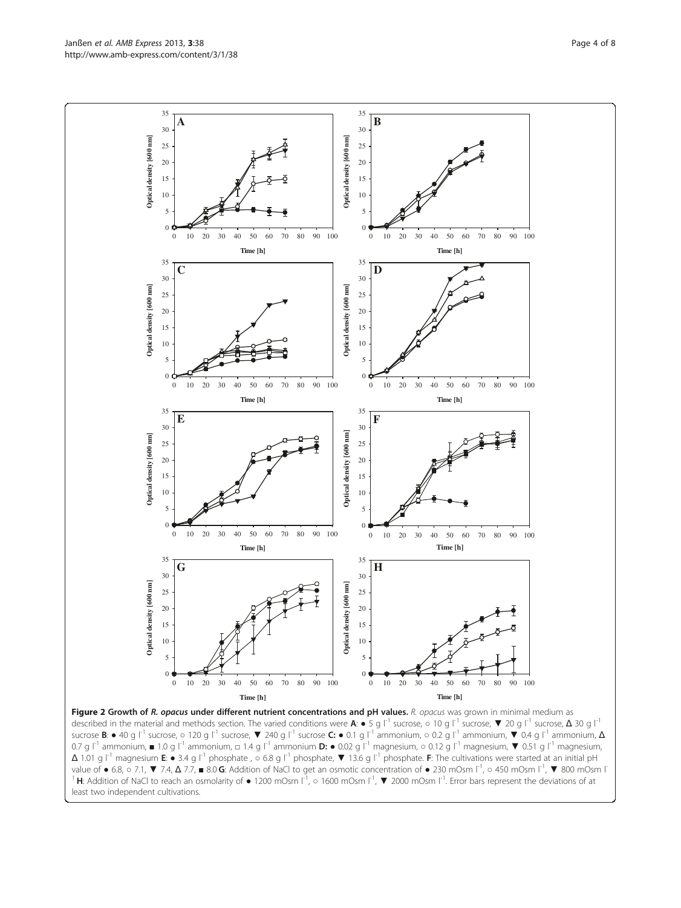**Figure 2 Growth of *R. opacus* under different nutrient concentrations and pH values.** *R. opacus* was grown in minimal medium as described in the material and methods section. The varied conditions were **A**: ● 5 g l$^{-1}$ sucrose, ○ 10 g l$^{-1}$ sucrose, ▼ 20 g l$^{-1}$ sucrose, Δ 30 g l$^{-1}$ sucrose **B**: ● 40 g l$^{-1}$ sucrose, ○ 120 g l$^{-1}$ sucrose, ▼ 240 g l$^{-1}$ sucrose **C:** ● 0.1 g l$^{-1}$ ammonium, ○ 0.2 g l$^{-1}$ ammonium, ▼ 0.4 g l$^{-1}$ ammonium, Δ 0.7 g l$^{-1}$ ammonium, ■ 1.0 g l$^{-1}$ ammonium, □ 1.4 g l$^{-1}$ ammonium **D:** ● 0.02 g l$^{-1}$ magnesium, ○ 0.12 g l$^{-1}$ magnesium, ▼ 0.51 g l$^{-1}$ magnesium, Δ 1.01 g l$^{-1}$ magnesium **E**: ● 3.4 g l$^{-1}$ phosphate , ○ 6.8 g l$^{-1}$ phosphate, ▼ 13.6 g l$^{-1}$ phosphate. **F**: The cultivations were started at an initial pH value of ● 6.8, ○ 7.1, ▼ 7.4, Δ 7.7, ■ 8.0 **G**: Addition of NaCl to get an osmotic concentration of ● 230 mOsm l$^{-1}$, ○ 450 mOsm l$^{-1}$, ▼ 800 mOsm l$^{-1}$ **H**: Addition of NaCl to reach an osmolarity of ● 1200 mOsm l$^{-1}$, ○ 1600 mOsm l$^{-1}$, ▼ 2000 mOsm l$^{-1}$. Error bars represent the deviations of at least two independent cultivations.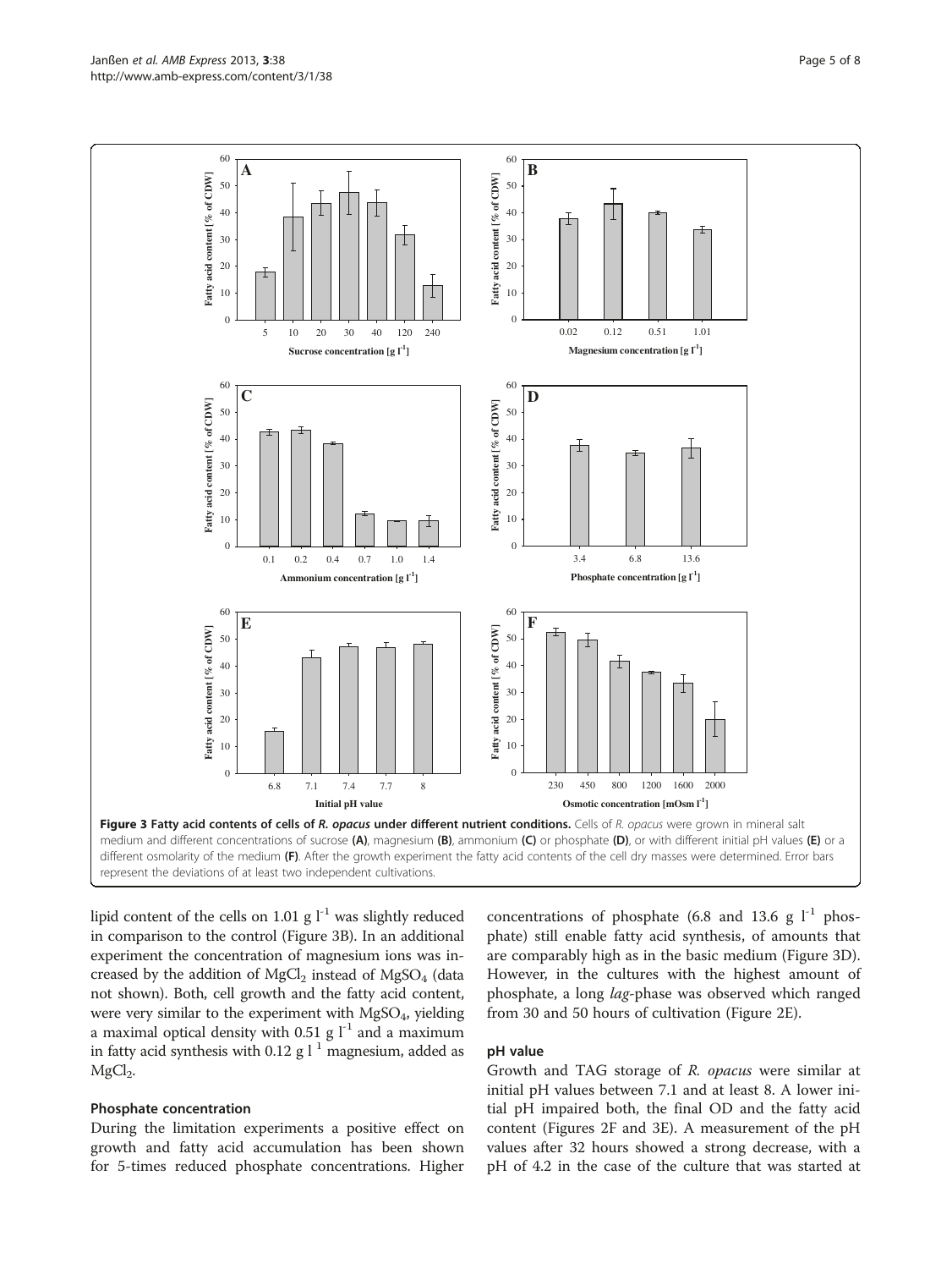**Figure 3 Fatty acid contents of cells of *R. opacus* under different nutrient conditions.** Cells of *R. opacus* were grown in mineral salt medium and different concentrations of sucrose **(A)**, magnesium **(B)**, ammonium **(C)** or phosphate **(D)**, or with different initial pH values **(E)** or a different osmolarity of the medium **(F)**. After the growth experiment the fatty acid contents of the cell dry masses were determined. Error bars represent the deviations of at least two independent cultivations.

lipid content of the cells on 1.01 g $l^{-1}$ was slightly reduced in comparison to the control (Figure 3B). In an additional experiment the concentration of magnesium ions was increased by the addition of $MgCl_2$ instead of $MgSO_4$ (data not shown). Both, cell growth and the fatty acid content, were very similar to the experiment with $MgSO_4$, yielding a maximal optical density with 0.51 g $l^{-1}$ and a maximum in fatty acid synthesis with 0.12 g $l^{-1}$ magnesium, added as $MgCl_2$.

## Phosphate concentration

During the limitation experiments a positive effect on growth and fatty acid accumulation has been shown for 5-times reduced phosphate concentrations. Higher concentrations of phosphate (6.8 and 13.6 g $l^{-1}$ phosphate) still enable fatty acid synthesis, of amounts that are comparably high as in the basic medium (Figure 3D). However, in the cultures with the highest amount of phosphate, a long *lag*-phase was observed which ranged from 30 and 50 hours of cultivation (Figure 2E).

## pH value

Growth and TAG storage of *R. opacus* were similar at initial pH values between 7.1 and at least 8. A lower initial pH impaired both, the final OD and the fatty acid content (Figures 2F and 3E). A measurement of the pH values after 32 hours showed a strong decrease, with a pH of 4.2 in the case of the culture that was started at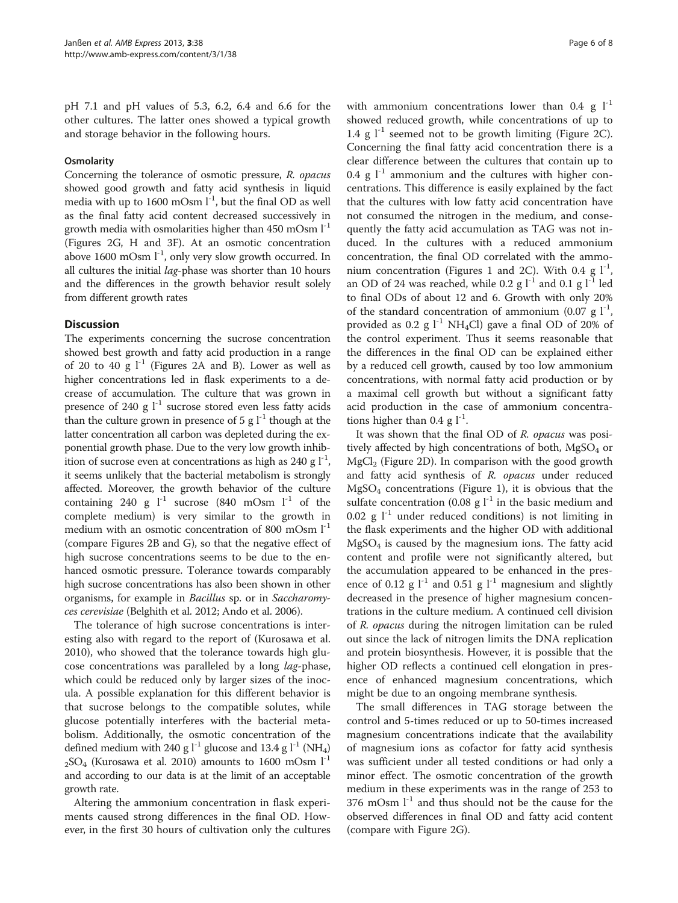pH 7.1 and pH values of 5.3, 6.2, 6.4 and 6.6 for the other cultures. The latter ones showed a typical growth and storage behavior in the following hours.

#### Osmolarity

Concerning the tolerance of osmotic pressure, *R. opacus* showed good growth and fatty acid synthesis in liquid media with up to 1600 mOsm $l^{-1}$, but the final OD as well as the final fatty acid content decreased successively in growth media with osmolarities higher than 450 mOsm $l^{-1}$ (Figures 2G, H and 3F). At an osmotic concentration above 1600 mOsm $l^{-1}$, only very slow growth occurred. In all cultures the initial *lag*-phase was shorter than 10 hours and the differences in the growth behavior result solely from different growth rates

## Discussion

The experiments concerning the sucrose concentration showed best growth and fatty acid production in a range of 20 to 40 g $l^{-1}$ (Figures 2A and B). Lower as well as higher concentrations led in flask experiments to a decrease of accumulation. The culture that was grown in presence of 240 g $l^{-1}$ sucrose stored even less fatty acids than the culture grown in presence of 5 g $l^{-1}$ though at the latter concentration all carbon was depleted during the exponential growth phase. Due to the very low growth inhibition of sucrose even at concentrations as high as 240 g $l^{-1}$, it seems unlikely that the bacterial metabolism is strongly affected. Moreover, the growth behavior of the culture containing 240 g $l^{-1}$ sucrose (840 mOsm $l^{-1}$ of the complete medium) is very similar to the growth in medium with an osmotic concentration of 800 mOsm $l^{-1}$ (compare Figures 2B and G), so that the negative effect of high sucrose concentrations seems to be due to the enhanced osmotic pressure. Tolerance towards comparably high sucrose concentrations has also been shown in other organisms, for example in *Bacillus* sp. or in *Saccharomyces cerevisiae* (Belghith et al. 2012; Ando et al. 2006).

The tolerance of high sucrose concentrations is interesting also with regard to the report of (Kurosawa et al. 2010), who showed that the tolerance towards high glucose concentrations was paralleled by a long *lag*-phase, which could be reduced only by larger sizes of the inocula. A possible explanation for this different behavior is that sucrose belongs to the compatible solutes, while glucose potentially interferes with the bacterial metabolism. Additionally, the osmotic concentration of the defined medium with 240 g $l^{-1}$ glucose and 13.4 g $l^{-1}$ $(NH_4)_2SO_4$ (Kurosawa et al. 2010) amounts to 1600 mOsm $l^{-1}$ and according to our data is at the limit of an acceptable growth rate.

Altering the ammonium concentration in flask experiments caused strong differences in the final OD. However, in the first 30 hours of cultivation only the cultures with ammonium concentrations lower than 0.4 g $l^{-1}$ showed reduced growth, while concentrations of up to 1.4 g $l^{-1}$ seemed not to be growth limiting (Figure 2C). Concerning the final fatty acid concentration there is a clear difference between the cultures that contain up to 0.4 g $l^{-1}$ ammonium and the cultures with higher concentrations. This difference is easily explained by the fact that the cultures with low fatty acid concentration have not consumed the nitrogen in the medium, and consequently the fatty acid accumulation as TAG was not induced. In the cultures with a reduced ammonium concentration, the final OD correlated with the ammonium concentration (Figures 1 and 2C). With 0.4 g $l^{-1}$, an OD of 24 was reached, while 0.2 g $l^{-1}$ and 0.1 g $l^{-1}$ led to final ODs of about 12 and 6. Growth with only 20% of the standard concentration of ammonium (0.07 g $l^{-1}$, provided as 0.2 g $l^{-1}$ $NH_4Cl$) gave a final OD of 20% of the control experiment. Thus it seems reasonable that the differences in the final OD can be explained either by a reduced cell growth, caused by too low ammonium concentrations, with normal fatty acid production or by a maximal cell growth but without a significant fatty acid production in the case of ammonium concentrations higher than 0.4 g $l^{-1}$.

It was shown that the final OD of *R. opacus* was positively affected by high concentrations of both, $MgSO_4$ or $MgCl_2$ (Figure 2D). In comparison with the good growth and fatty acid synthesis of *R. opacus* under reduced $MgSO_4$ concentrations (Figure 1), it is obvious that the sulfate concentration (0.08 g $l^{-1}$ in the basic medium and 0.02 g $l^{-1}$ under reduced conditions) is not limiting in the flask experiments and the higher OD with additional $MgSO_4$ is caused by the magnesium ions. The fatty acid content and profile were not significantly altered, but the accumulation appeared to be enhanced in the presence of 0.12 g $l^{-1}$ and 0.51 g $l^{-1}$ magnesium and slightly decreased in the presence of higher magnesium concentrations in the culture medium. A continued cell division of *R. opacus* during the nitrogen limitation can be ruled out since the lack of nitrogen limits the DNA replication and protein biosynthesis. However, it is possible that the higher OD reflects a continued cell elongation in presence of enhanced magnesium concentrations, which might be due to an ongoing membrane synthesis.

The small differences in TAG storage between the control and 5-times reduced or up to 50-times increased magnesium concentrations indicate that the availability of magnesium ions as cofactor for fatty acid synthesis was sufficient under all tested conditions or had only a minor effect. The osmotic concentration of the growth medium in these experiments was in the range of 253 to 376 mOsm $l^{-1}$ and thus should not be the cause for the observed differences in final OD and fatty acid content (compare with Figure 2G).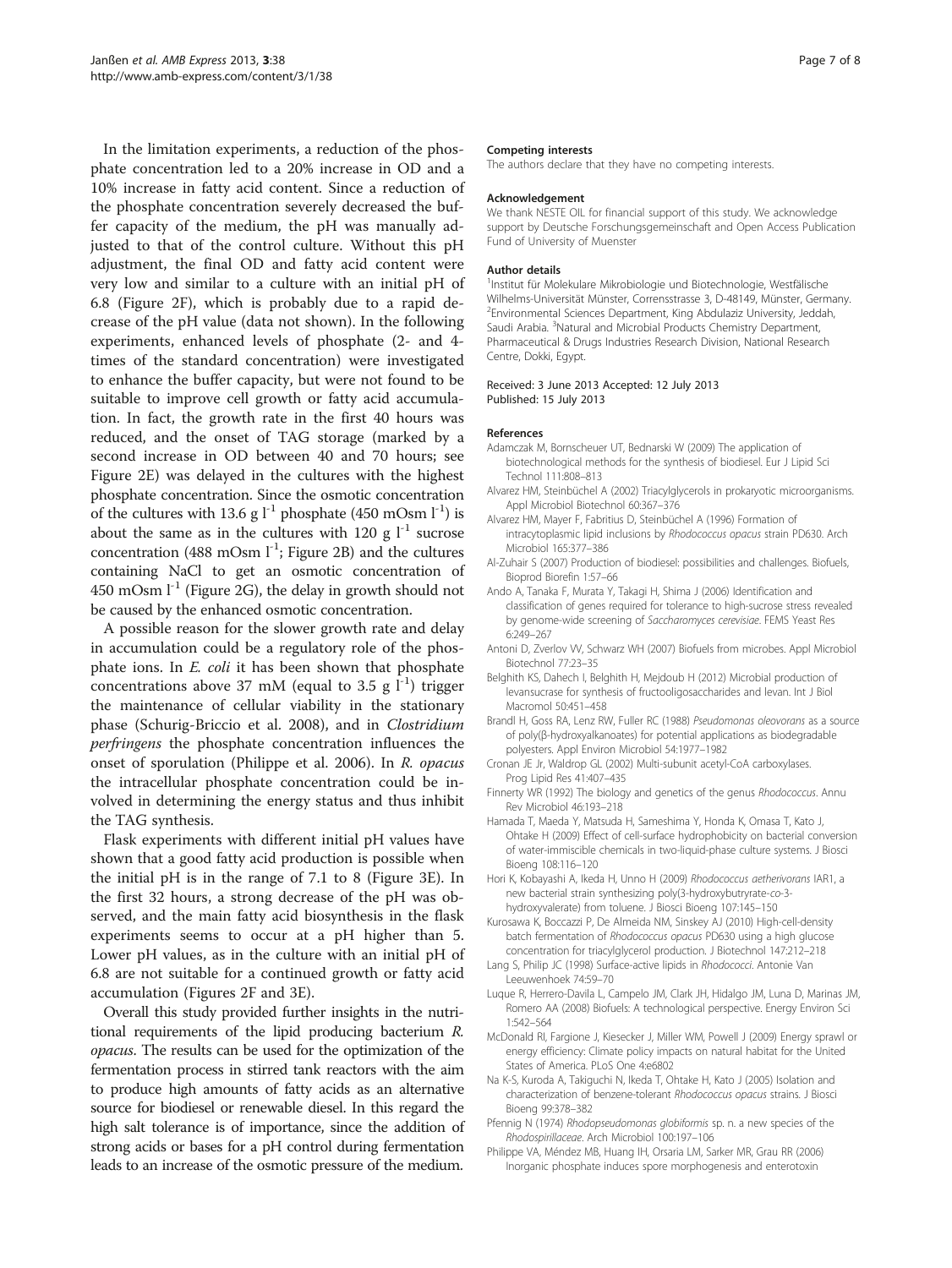In the limitation experiments, a reduction of the phosphate concentration led to a 20% increase in OD and a 10% increase in fatty acid content. Since a reduction of the phosphate concentration severely decreased the buffer capacity of the medium, the pH was manually adjusted to that of the control culture. Without this pH adjustment, the final OD and fatty acid content were very low and similar to a culture with an initial pH of 6.8 (Figure 2F), which is probably due to a rapid decrease of the pH value (data not shown). In the following experiments, enhanced levels of phosphate (2- and 4-times of the standard concentration) were investigated to enhance the buffer capacity, but were not found to be suitable to improve cell growth or fatty acid accumulation. In fact, the growth rate in the first 40 hours was reduced, and the onset of TAG storage (marked by a second increase in OD between 40 and 70 hours; see Figure 2E) was delayed in the cultures with the highest phosphate concentration. Since the osmotic concentration of the cultures with 13.6 g $l^{-1}$ phosphate (450 mOsm $l^{-1}$) is about the same as in the cultures with 120 g $l^{-1}$ sucrose concentration (488 mOsm $l^{-1}$; Figure 2B) and the cultures containing NaCl to get an osmotic concentration of 450 mOsm $l^{-1}$ (Figure 2G), the delay in growth should not be caused by the enhanced osmotic concentration.

A possible reason for the slower growth rate and delay in accumulation could be a regulatory role of the phosphate ions. In *E. coli* it has been shown that phosphate concentrations above 37 mM (equal to 3.5 g $l^{-1}$) trigger the maintenance of cellular viability in the stationary phase (Schurig-Briccio et al. 2008), and in *Clostridium perfringens* the phosphate concentration influences the onset of sporulation (Philippe et al. 2006). In *R. opacus* the intracellular phosphate concentration could be involved in determining the energy status and thus inhibit the TAG synthesis.

Flask experiments with different initial pH values have shown that a good fatty acid production is possible when the initial pH is in the range of 7.1 to 8 (Figure 3E). In the first 32 hours, a strong decrease of the pH was observed, and the main fatty acid biosynthesis in the flask experiments seems to occur at a pH higher than 5. Lower pH values, as in the culture with an initial pH of 6.8 are not suitable for a continued growth or fatty acid accumulation (Figures 2F and 3E).

Overall this study provided further insights in the nutritional requirements of the lipid producing bacterium *R. opacus*. The results can be used for the optimization of the fermentation process in stirred tank reactors with the aim to produce high amounts of fatty acids as an alternative source for biodiesel or renewable diesel. In this regard the high salt tolerance is of importance, since the addition of strong acids or bases for a pH control during fermentation leads to an increase of the osmotic pressure of the medium.

#### Competing interests

The authors declare that they have no competing interests.

#### Acknowledgement

We thank NESTE OIL for financial support of this study. We acknowledge support by Deutsche Forschungsgemeinschaft and Open Access Publication Fund of University of Muenster

#### Author details

[1]Institut für Molekulare Mikrobiologie und Biotechnologie, Westfälische Wilhelms-Universität Münster, Corrensstrasse 3, D-48149, Münster, Germany. [2]Environmental Sciences Department, King Abdulaziz University, Jeddah, Saudi Arabia. [3]Natural and Microbial Products Chemistry Department, Pharmaceutical & Drugs Industries Research Division, National Research Centre, Dokki, Egypt.

Received: 3 June 2013 Accepted: 12 July 2013
Published: 15 July 2013

#### References

Adamczak M, Bornscheuer UT, Bednarski W (2009) The application of biotechnological methods for the synthesis of biodiesel. Eur J Lipid Sci Technol 111:808–813

Alvarez HM, Steinbüchel A (2002) Triacylglycerols in prokaryotic microorganisms. Appl Microbiol Biotechnol 60:367–376

Alvarez HM, Mayer F, Fabritius D, Steinbüchel A (1996) Formation of intracytoplasmic lipid inclusions by *Rhodococcus opacus* strain PD630. Arch Microbiol 165:377–386

Al-Zuhair S (2007) Production of biodiesel: possibilities and challenges. Biofuels, Bioprod Biorefin 1:57–66

Ando A, Tanaka F, Murata Y, Takagi H, Shima J (2006) Identification and classification of genes required for tolerance to high-sucrose stress revealed by genome-wide screening of *Saccharomyces cerevisiae*. FEMS Yeast Res 6:249–267

Antoni D, Zverlov VV, Schwarz WH (2007) Biofuels from microbes. Appl Microbiol Biotechnol 77:23–35

Belghith KS, Dahech I, Belghith H, Mejdoub H (2012) Microbial production of levansucrase for synthesis of fructooligosaccharides and levan. Int J Biol Macromol 50:451–458

Brandl H, Goss RA, Lenz RW, Fuller RC (1988) *Pseudomonas oleovorans* as a source of poly(β-hydroxyalkanoates) for potential applications as biodegradable polyesters. Appl Environ Microbiol 54:1977–1982

Cronan JE Jr, Waldrop GL (2002) Multi-subunit acetyl-CoA carboxylases. Prog Lipid Res 41:407–435

Finnerty WR (1992) The biology and genetics of the genus *Rhodococcus*. Annu Rev Microbiol 46:193–218

Hamada T, Maeda Y, Matsuda H, Sameshima Y, Honda K, Omasa T, Kato J, Ohtake H (2009) Effect of cell-surface hydrophobicity on bacterial conversion of water-immiscible chemicals in two-liquid-phase culture systems. J Biosci Bioeng 108:116–120

Hori K, Kobayashi A, Ikeda H, Unno H (2009) *Rhodococcus aetherivorans* IAR1, a new bacterial strain synthesizing poly(3-hydroxybutryrate-*co*-3-hydroxyvalerate) from toluene. J Biosci Bioeng 107:145–150

Kurosawa K, Boccazzi P, De Almeida NM, Sinskey AJ (2010) High-cell-density batch fermentation of *Rhodococcus opacus* PD630 using a high glucose concentration for triacylglycerol production. J Biotechnol 147:212–218

Lang S, Philip JC (1998) Surface-active lipids in *Rhodococci*. Antonie Van Leeuwenhoek 74:59–70

Luque R, Herrero-Davila L, Campelo JM, Clark JH, Hidalgo JM, Luna D, Marinas JM, Romero AA (2008) Biofuels: A technological perspective. Energy Environ Sci 1:542–564

McDonald RI, Fargione J, Kiesecker J, Miller WM, Powell J (2009) Energy sprawl or energy efficiency: Climate policy impacts on natural habitat for the United States of America. PLoS One 4:e6802

Na K-S, Kuroda A, Takiguchi N, Ikeda T, Ohtake H, Kato J (2005) Isolation and characterization of benzene-tolerant *Rhodococcus opacus* strains. J Biosci Bioeng 99:378–382

Pfennig N (1974) *Rhodopseudomonas globiformis* sp. n. a new species of the *Rhodospirillaceae*. Arch Microbiol 100:197–106

Philippe VA, Méndez MB, Huang IH, Orsaria LM, Sarker MR, Grau RR (2006) Inorganic phosphate induces spore morphogenesis and enterotoxin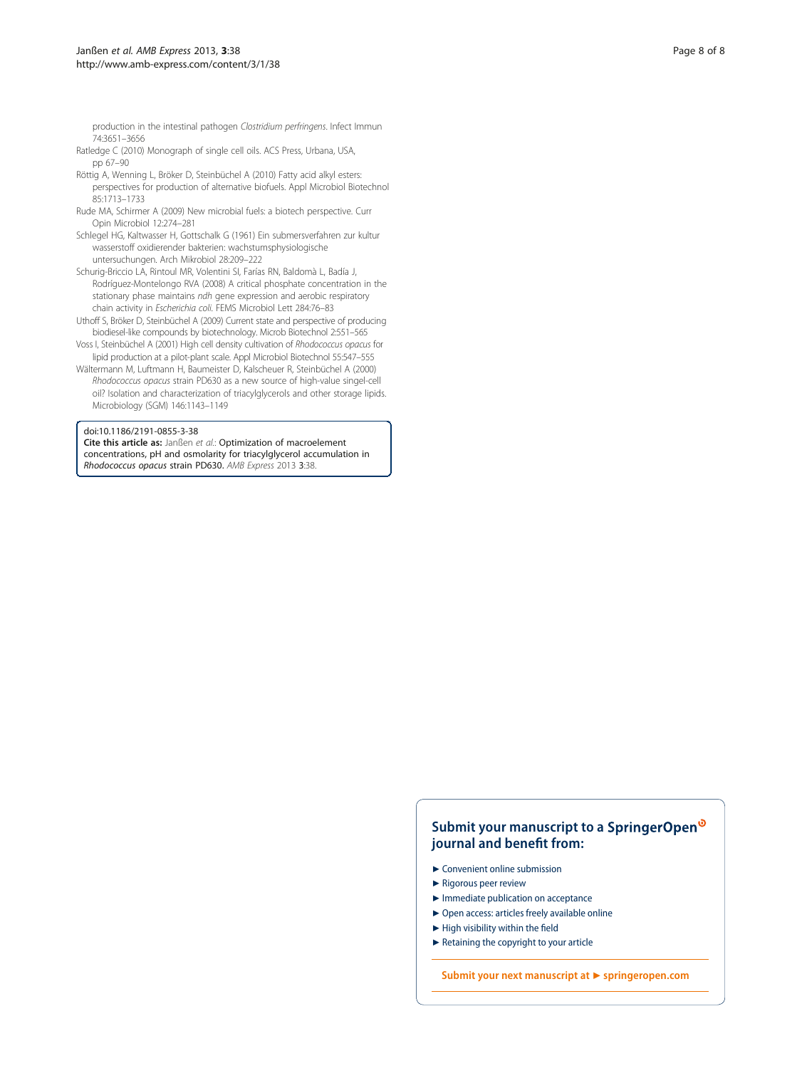production in the intestinal pathogen *Clostridium perfringens*. Infect Immun 74:3651–3656

Ratledge C (2010) Monograph of single cell oils. ACS Press, Urbana, USA, pp 67–90

Röttig A, Wenning L, Bröker D, Steinbüchel A (2010) Fatty acid alkyl esters: perspectives for production of alternative biofuels. Appl Microbiol Biotechnol 85:1713–1733

Rude MA, Schirmer A (2009) New microbial fuels: a biotech perspective. Curr Opin Microbiol 12:274–281

Schlegel HG, Kaltwasser H, Gottschalk G (1961) Ein submersverfahren zur kultur wasserstoff oxidierender bakterien: wachstumsphysiologische untersuchungen. Arch Mikrobiol 28:209–222

Schurig-Briccio LA, Rintoul MR, Volentini SI, Farías RN, Baldomà L, Badía J, Rodríguez-Montelongo RVA (2008) A critical phosphate concentration in the stationary phase maintains *ndh* gene expression and aerobic respiratory chain activity in *Escherichia coli*. FEMS Microbiol Lett 284:76–83

Uthoff S, Bröker D, Steinbüchel A (2009) Current state and perspective of producing biodiesel-like compounds by biotechnology. Microb Biotechnol 2:551–565

Voss I, Steinbüchel A (2001) High cell density cultivation of *Rhodococcus opacus* for lipid production at a pilot-plant scale. Appl Microbiol Biotechnol 55:547–555

Wältermann M, Luftmann H, Baumeister D, Kalscheuer R, Steinbüchel A (2000) *Rhodococcus opacus* strain PD630 as a new source of high-value singel-cell oil? Isolation and characterization of triacylglycerols and other storage lipids. Microbiology (SGM) 146:1143–1149

doi:10.1186/2191-0855-3-38

**Cite this article as:** Janßen *et al.*: Optimization of macroelement concentrations, pH and osmolarity for triacylglycerol accumulation in *Rhodococcus opacus* strain PD630. *AMB Express* 2013 **3**:38.

**Submit your manuscript to a SpringerOpen journal and benefit from:**

- ► Convenient online submission
- ► Rigorous peer review
- ► Immediate publication on acceptance
- ► Open access: articles freely available online
- ► High visibility within the field
- ► Retaining the copyright to your article

**Submit your next manuscript at ► springeropen.com**